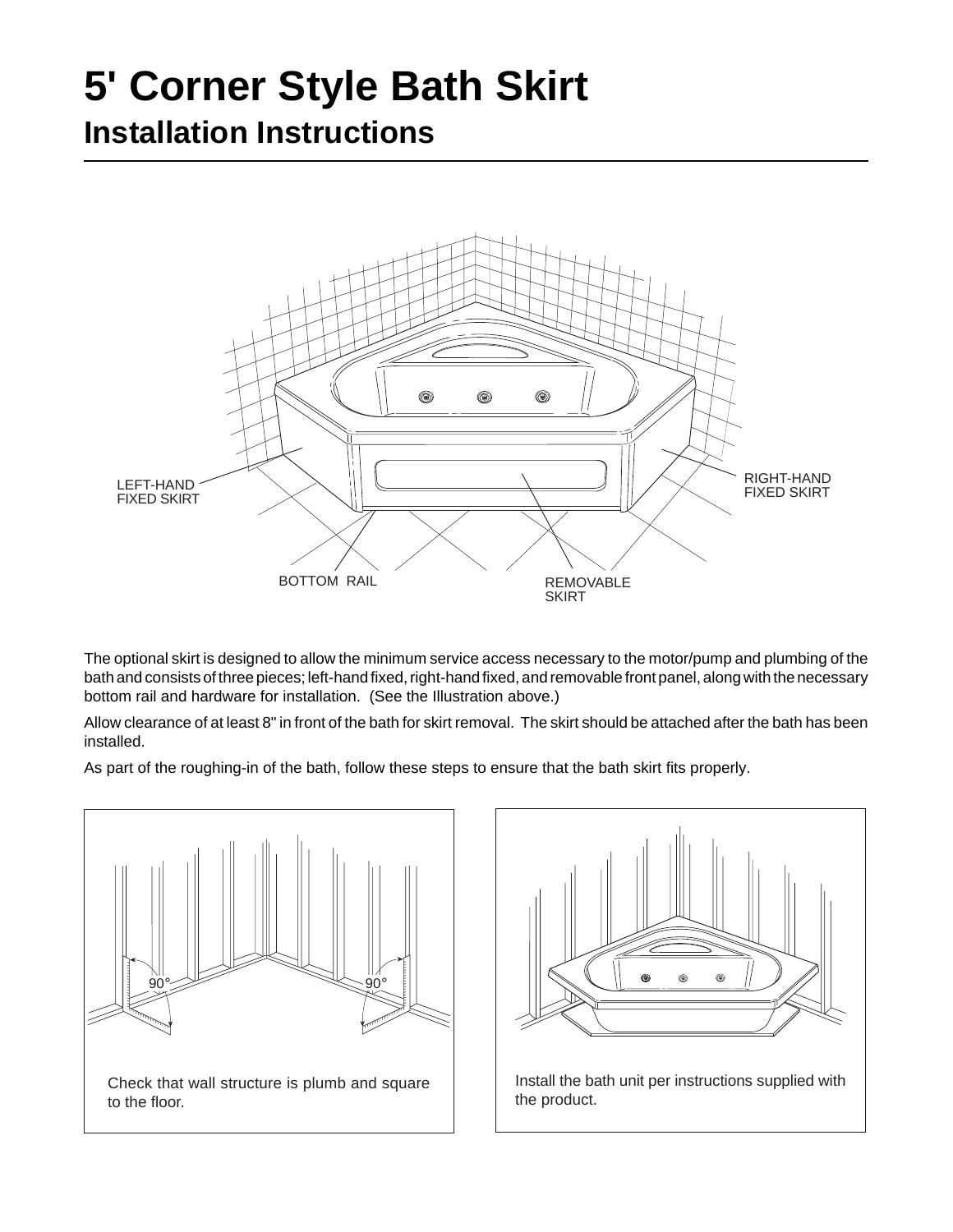# 5' Corner Style Bath Skirt

## Installation Instructions

LEFT-HAND FIXED SKIRT

RIGHT-HAND FIXED SKIRT

BOTTOM RAIL

REMOVABLE SKIRT

The optional skirt is designed to allow the minimum service access necessary to the motor/pump and plumbing of the bath and consists of three pieces; left-hand fixed, right-hand fixed, and removable front panel, along with the necessary bottom rail and hardware for installation. (See the Illustration above.)

Allow clearance of at least 8" in front of the bath for skirt removal. The skirt should be attached after the bath has been installed.

As part of the roughing-in of the bath, follow these steps to ensure that the bath skirt fits properly.

90° 90°

Check that wall structure is plumb and square to the floor.

Install the bath unit per instructions supplied with the product.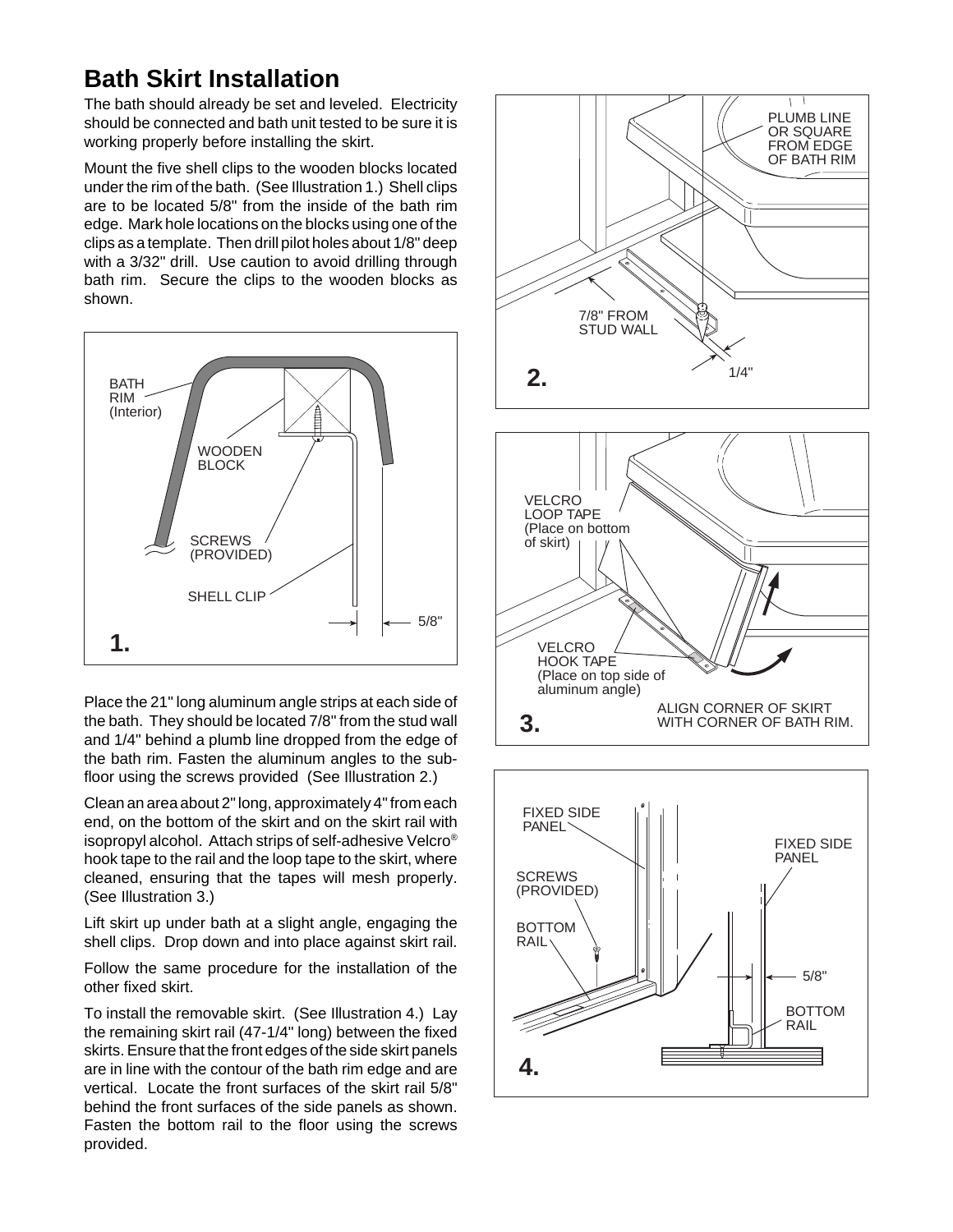# Bath Skirt Installation

The bath should already be set and leveled. Electricity should be connected and bath unit tested to be sure it is working properly before installing the skirt.

Mount the five shell clips to the wooden blocks located under the rim of the bath. (See Illustration 1.) Shell clips are to be located 5/8" from the inside of the bath rim edge. Mark hole locations on the blocks using one of the clips as a template. Then drill pilot holes about 1/8" deep with a 3/32" drill. Use caution to avoid drilling through bath rim. Secure the clips to the wooden blocks as shown.

Place the 21" long aluminum angle strips at each side of the bath. They should be located 7/8" from the stud wall and 1/4" behind a plumb line dropped from the edge of the bath rim. Fasten the aluminum angles to the sub-floor using the screws provided (See Illustration 2.)

Clean an area about 2" long, approximately 4" from each end, on the bottom of the skirt and on the skirt rail with isopropyl alcohol. Attach strips of self-adhesive Velcro® hook tape to the rail and the loop tape to the skirt, where cleaned, ensuring that the tapes will mesh properly. (See Illustration 3.)

Lift skirt up under bath at a slight angle, engaging the shell clips. Drop down and into place against skirt rail.

Follow the same procedure for the installation of the other fixed skirt.

To install the removable skirt. (See Illustration 4.) Lay the remaining skirt rail (47-1/4" long) between the fixed skirts. Ensure that the front edges of the side skirt panels are in line with the contour of the bath rim edge and are vertical. Locate the front surfaces of the skirt rail 5/8" behind the front surfaces of the side panels as shown. Fasten the bottom rail to the floor using the screws provided.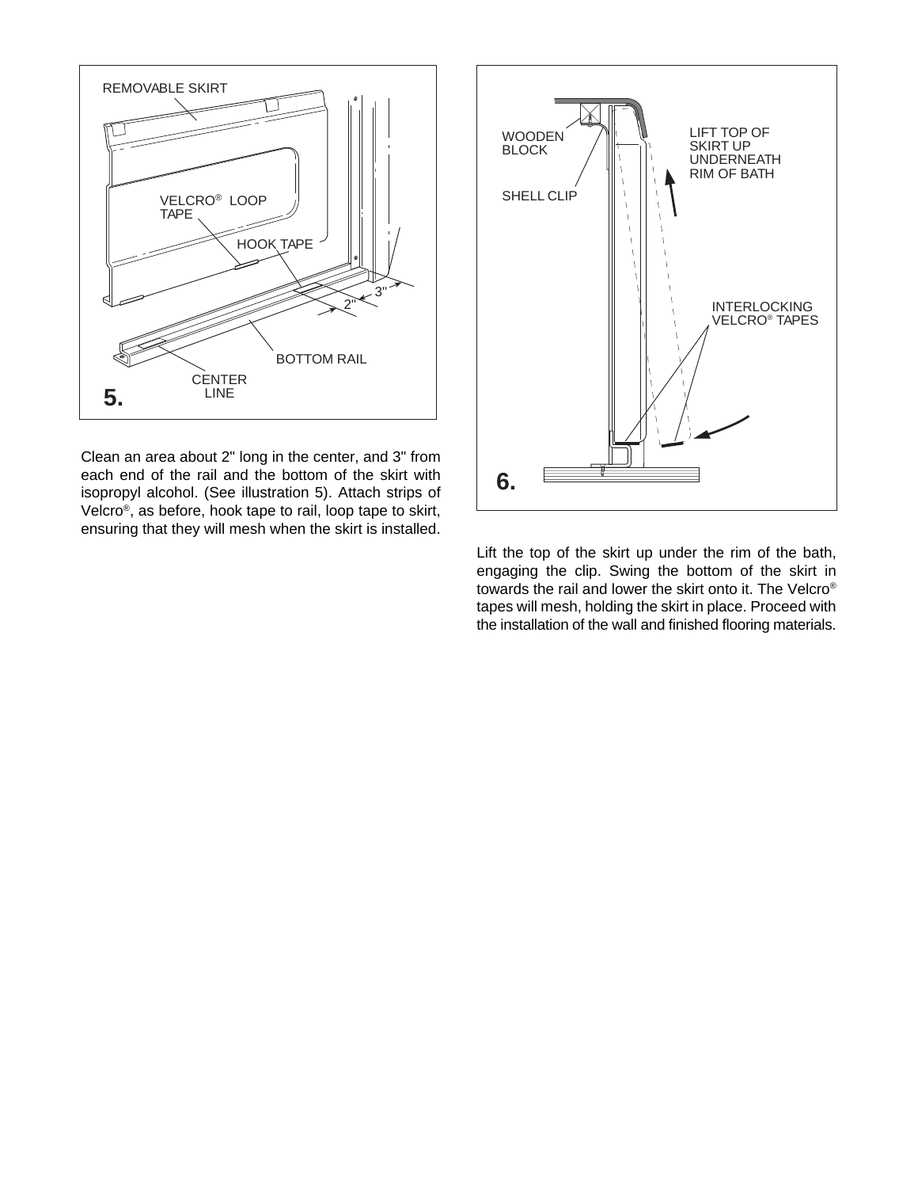Clean an area about 2" long in the center, and 3" from each end of the rail and the bottom of the skirt with isopropyl alcohol. (See illustration 5). Attach strips of Velcro®, as before, hook tape to rail, loop tape to skirt, ensuring that they will mesh when the skirt is installed.

Lift the top of the skirt up under the rim of the bath, engaging the clip. Swing the bottom of the skirt in towards the rail and lower the skirt onto it. The Velcro® tapes will mesh, holding the skirt in place. Proceed with the installation of the wall and finished flooring materials.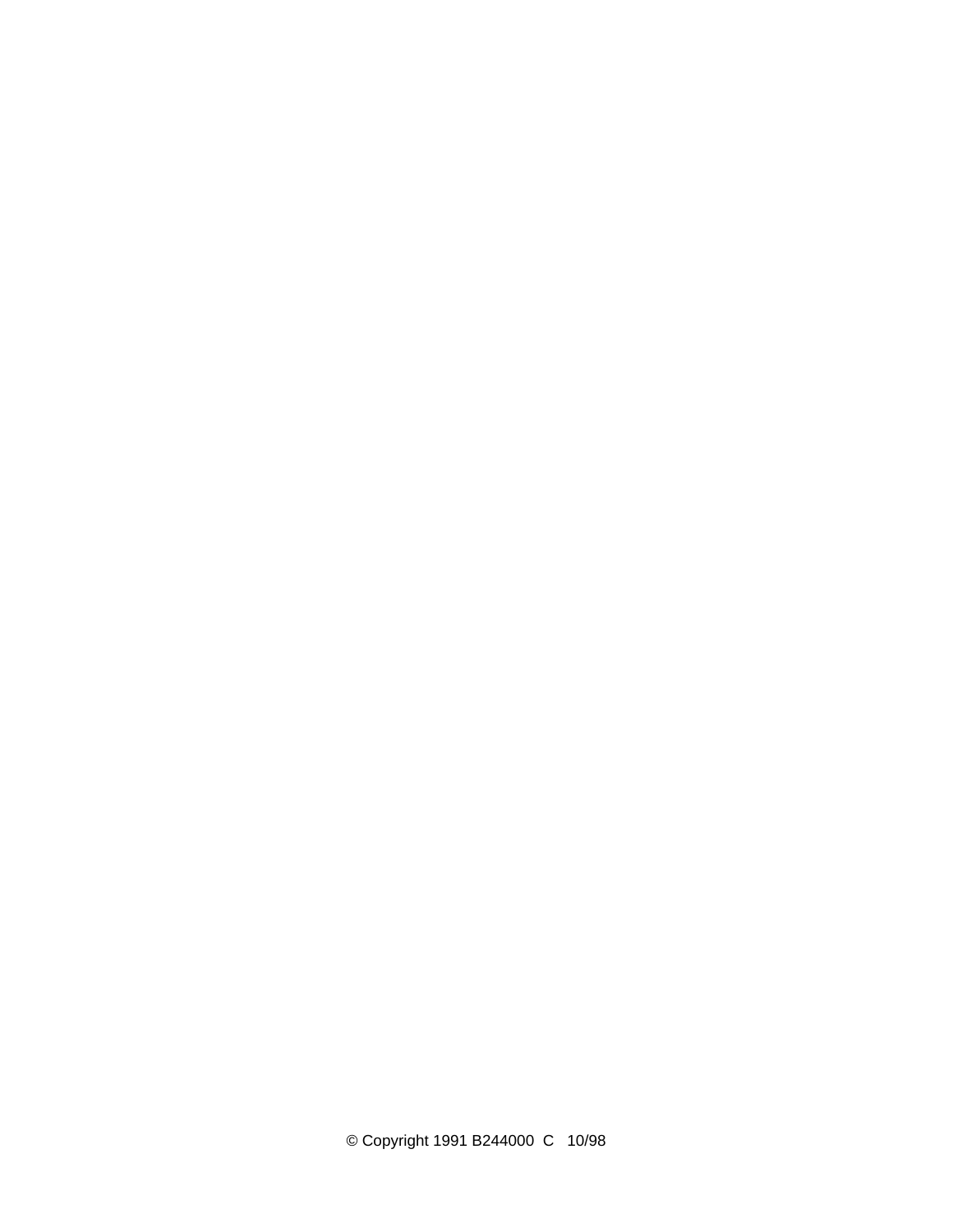© Copyright 1991 B244000 C 10/98